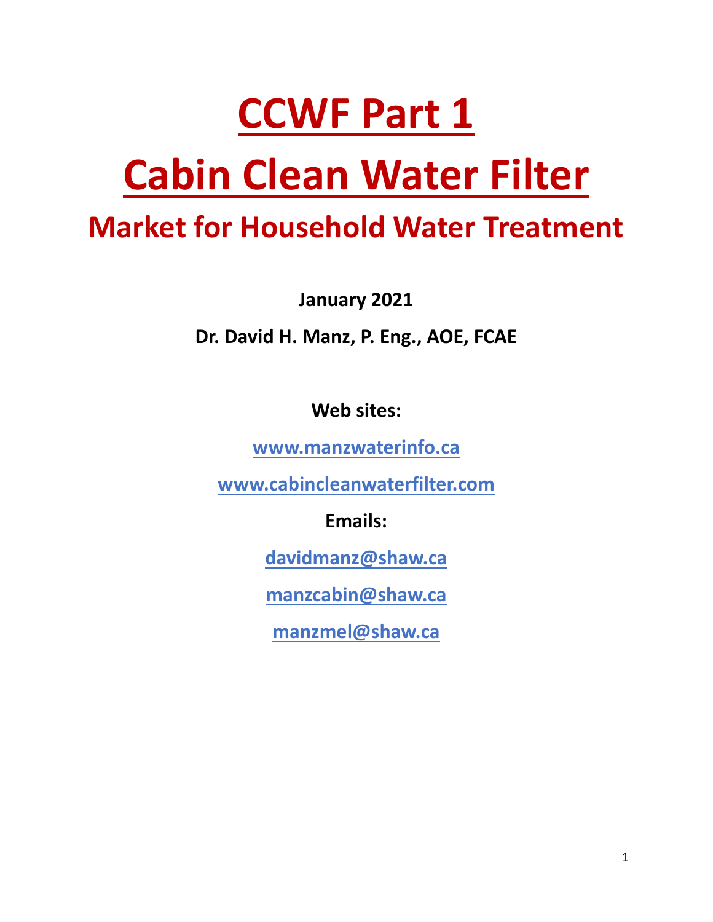# CCWF Part 1

# Cabin Clean Water Filter

## Market for Household Water Treatment

**January 2021**

**Dr. David H. Manz, P. Eng., AOE, FCAE**

**Web sites:**

[www.manzwaterinfo.ca](http://www.manzwaterinfo.ca)

[www.cabincleanwaterfilter.com](http://www.cabincleanwaterfilter.com)

**Emails:**

[davidmanz@shaw.ca](mailto:davidmanz@shaw.ca)

[manzcabin@shaw.ca](mailto:manzcabin@shaw.ca)

[manzmel@shaw.ca](mailto:manzmel@shaw.ca)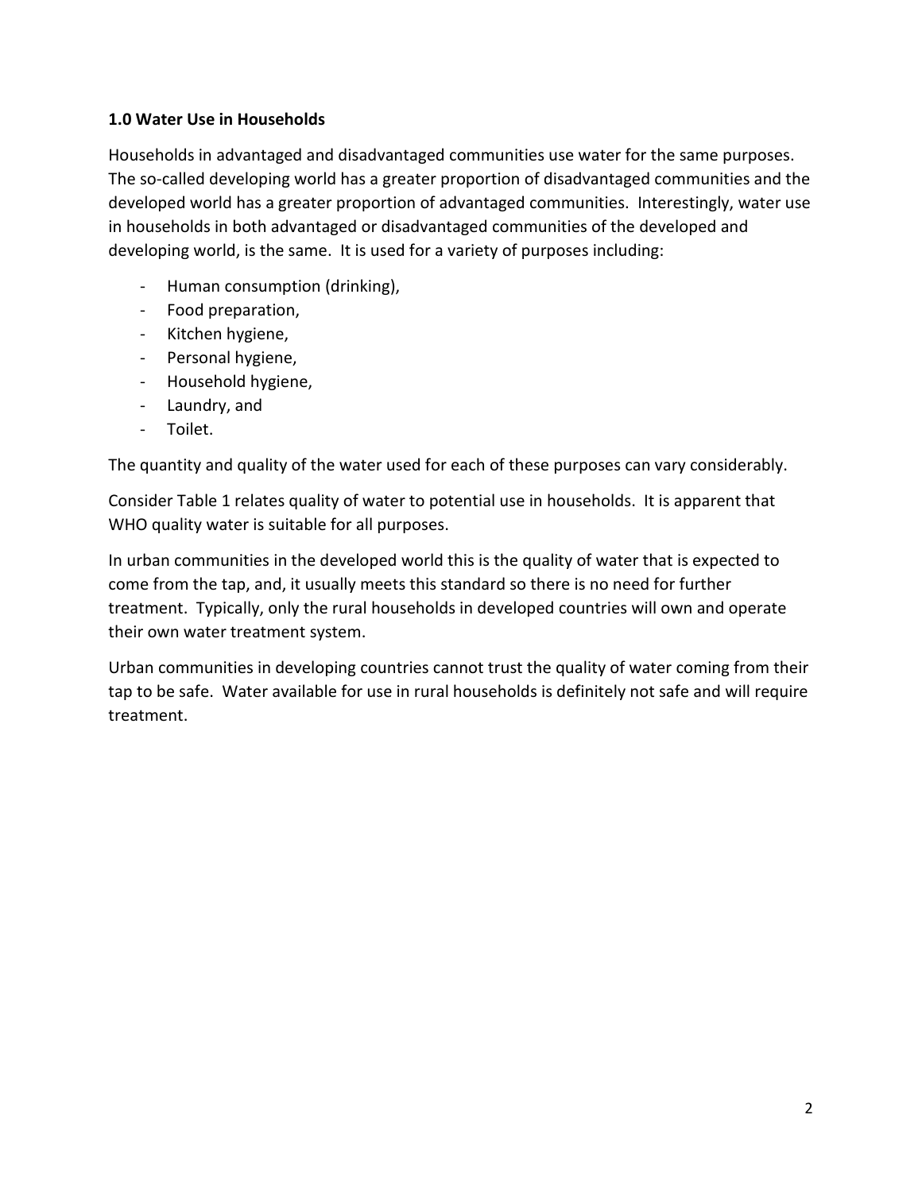## 1.0 Water Use in Households

Households in advantaged and disadvantaged communities use water for the same purposes. The so-called developing world has a greater proportion of disadvantaged communities and the developed world has a greater proportion of advantaged communities. Interestingly, water use in households in both advantaged or disadvantaged communities of the developed and developing world, is the same. It is used for a variety of purposes including:

- Human consumption (drinking),
- Food preparation,
- Kitchen hygiene,
- Personal hygiene,
- Household hygiene,
- Laundry, and
- Toilet.

The quantity and quality of the water used for each of these purposes can vary considerably.

Consider Table 1 relates quality of water to potential use in households. It is apparent that WHO quality water is suitable for all purposes.

In urban communities in the developed world this is the quality of water that is expected to come from the tap, and, it usually meets this standard so there is no need for further treatment. Typically, only the rural households in developed countries will own and operate their own water treatment system.

Urban communities in developing countries cannot trust the quality of water coming from their tap to be safe. Water available for use in rural households is definitely not safe and will require treatment.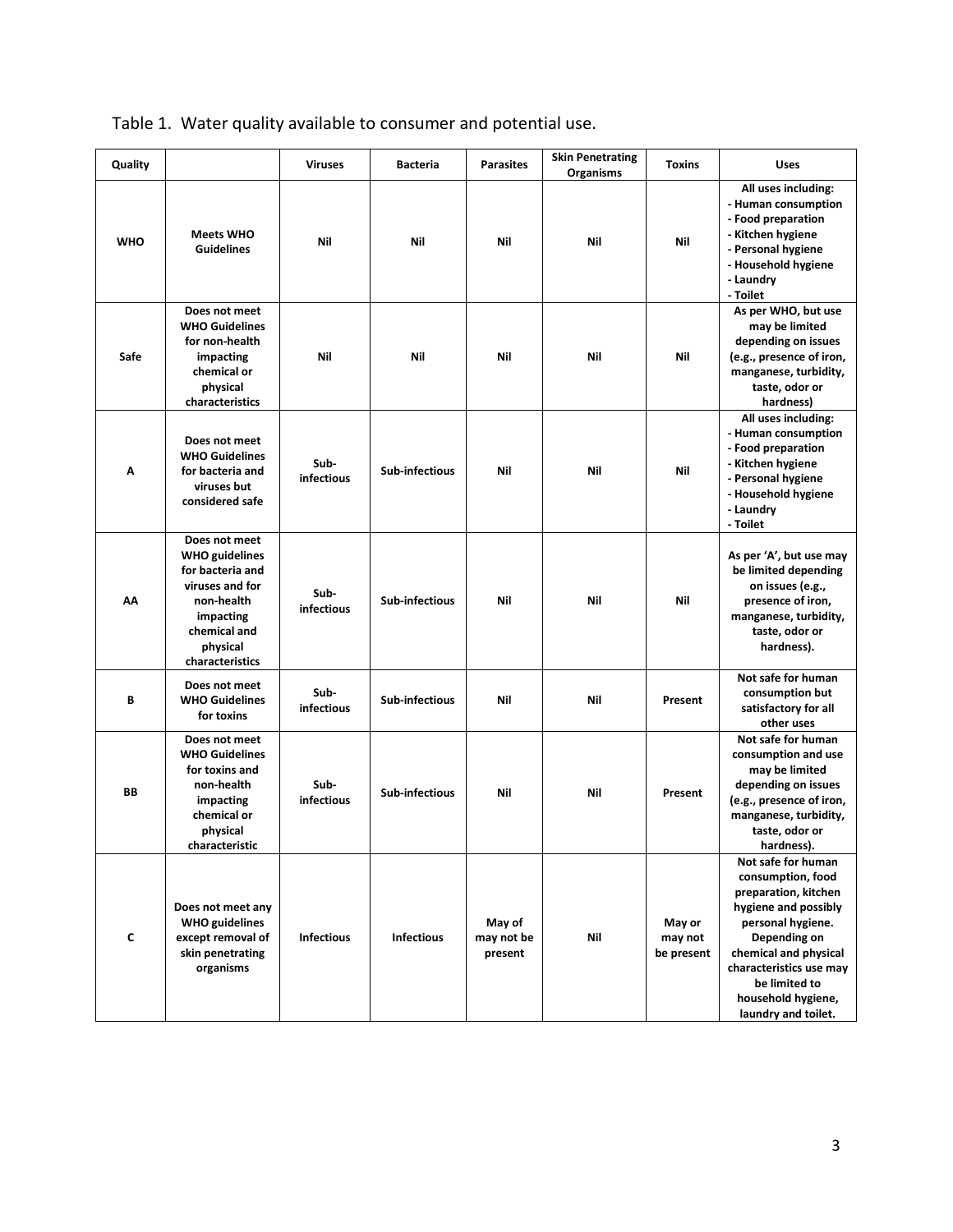Table 1. Water quality available to consumer and potential use.

| Quality | | Viruses | Bacteria | Parasites | Skin Penetrating Organisms | Toxins | Uses |
|---|---|---|---|---|---|---|---|
| **WHO** | **Meets WHO Guidelines** | **Nil** | **Nil** | **Nil** | **Nil** | **Nil** | **All uses including:<br>- Human consumption<br>- Food preparation<br>- Kitchen hygiene<br>- Personal hygiene<br>- Household hygiene<br>- Laundry<br>- Toilet** |
| **Safe** | **Does not meet WHO Guidelines for non-health impacting chemical or physical characteristics** | **Nil** | **Nil** | **Nil** | **Nil** | **Nil** | **As per WHO, but use may be limited depending on issues (e.g., presence of iron, manganese, turbidity, taste, odor or hardness)** |
| **A** | **Does not meet WHO Guidelines for bacteria and viruses but considered safe** | **Sub-infectious** | **Sub-infectious** | **Nil** | **Nil** | **Nil** | **All uses including:<br>- Human consumption<br>- Food preparation<br>- Kitchen hygiene<br>- Personal hygiene<br>- Household hygiene<br>- Laundry<br>- Toilet** |
| **AA** | **Does not meet WHO guidelines for bacteria and viruses and for non-health impacting chemical and physical characteristics** | **Sub-infectious** | **Sub-infectious** | **Nil** | **Nil** | **Nil** | **As per 'A', but use may be limited depending on issues (e.g., presence of iron, manganese, turbidity, taste, odor or hardness).** |
| **B** | **Does not meet WHO Guidelines for toxins** | **Sub-infectious** | **Sub-infectious** | **Nil** | **Nil** | **Present** | **Not safe for human consumption but satisfactory for all other uses** |
| **BB** | **Does not meet WHO Guidelines for toxins and non-health impacting chemical or physical characteristic** | **Sub-infectious** | **Sub-infectious** | **Nil** | **Nil** | **Present** | **Not safe for human consumption and use may be limited depending on issues (e.g., presence of iron, manganese, turbidity, taste, odor or hardness).** |
| **C** | **Does not meet any WHO guidelines except removal of skin penetrating organisms** | **Infectious** | **Infectious** | **May of may not be present** | **Nil** | **May or may not be present** | **Not safe for human consumption, food preparation, kitchen hygiene and possibly personal hygiene. Depending on chemical and physical characteristics use may be limited to household hygiene, laundry and toilet.** |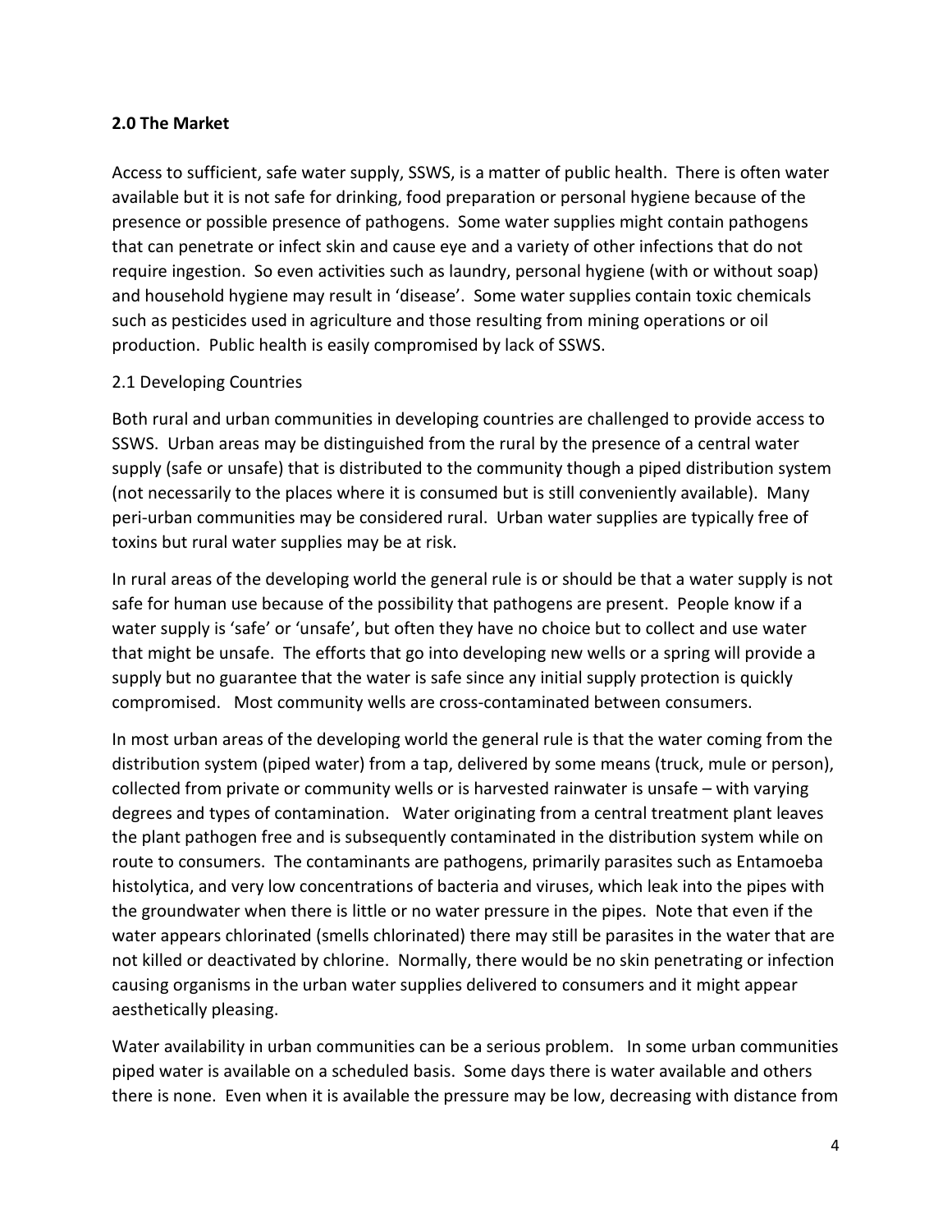## 2.0 The Market

Access to sufficient, safe water supply, SSWS, is a matter of public health. There is often water available but it is not safe for drinking, food preparation or personal hygiene because of the presence or possible presence of pathogens. Some water supplies might contain pathogens that can penetrate or infect skin and cause eye and a variety of other infections that do not require ingestion. So even activities such as laundry, personal hygiene (with or without soap) and household hygiene may result in 'disease'. Some water supplies contain toxic chemicals such as pesticides used in agriculture and those resulting from mining operations or oil production. Public health is easily compromised by lack of SSWS.

### 2.1 Developing Countries

Both rural and urban communities in developing countries are challenged to provide access to SSWS. Urban areas may be distinguished from the rural by the presence of a central water supply (safe or unsafe) that is distributed to the community though a piped distribution system (not necessarily to the places where it is consumed but is still conveniently available). Many peri-urban communities may be considered rural. Urban water supplies are typically free of toxins but rural water supplies may be at risk.

In rural areas of the developing world the general rule is or should be that a water supply is not safe for human use because of the possibility that pathogens are present. People know if a water supply is 'safe' or 'unsafe', but often they have no choice but to collect and use water that might be unsafe. The efforts that go into developing new wells or a spring will provide a supply but no guarantee that the water is safe since any initial supply protection is quickly compromised. Most community wells are cross-contaminated between consumers.

In most urban areas of the developing world the general rule is that the water coming from the distribution system (piped water) from a tap, delivered by some means (truck, mule or person), collected from private or community wells or is harvested rainwater is unsafe – with varying degrees and types of contamination. Water originating from a central treatment plant leaves the plant pathogen free and is subsequently contaminated in the distribution system while on route to consumers. The contaminants are pathogens, primarily parasites such as Entamoeba histolytica, and very low concentrations of bacteria and viruses, which leak into the pipes with the groundwater when there is little or no water pressure in the pipes. Note that even if the water appears chlorinated (smells chlorinated) there may still be parasites in the water that are not killed or deactivated by chlorine. Normally, there would be no skin penetrating or infection causing organisms in the urban water supplies delivered to consumers and it might appear aesthetically pleasing.

Water availability in urban communities can be a serious problem. In some urban communities piped water is available on a scheduled basis. Some days there is water available and others there is none. Even when it is available the pressure may be low, decreasing with distance from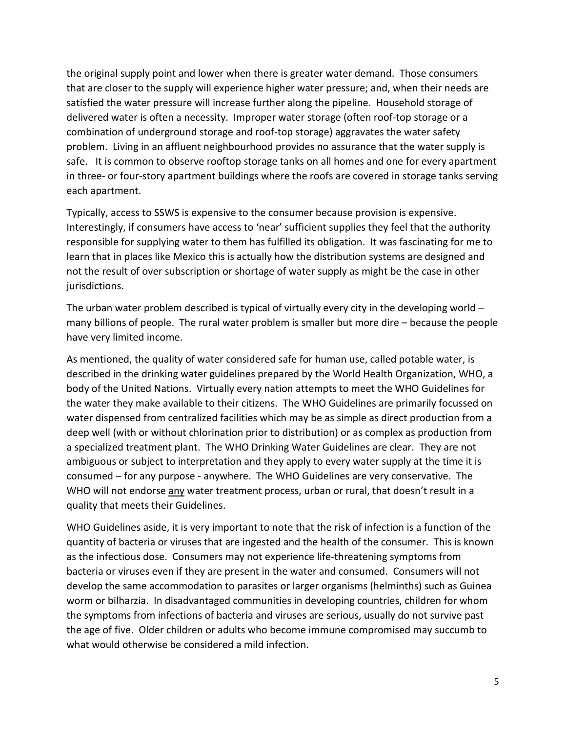the original supply point and lower when there is greater water demand. Those consumers that are closer to the supply will experience higher water pressure; and, when their needs are satisfied the water pressure will increase further along the pipeline. Household storage of delivered water is often a necessity. Improper water storage (often roof-top storage or a combination of underground storage and roof-top storage) aggravates the water safety problem. Living in an affluent neighbourhood provides no assurance that the water supply is safe. It is common to observe rooftop storage tanks on all homes and one for every apartment in three- or four-story apartment buildings where the roofs are covered in storage tanks serving each apartment.

Typically, access to SSWS is expensive to the consumer because provision is expensive. Interestingly, if consumers have access to 'near' sufficient supplies they feel that the authority responsible for supplying water to them has fulfilled its obligation. It was fascinating for me to learn that in places like Mexico this is actually how the distribution systems are designed and not the result of over subscription or shortage of water supply as might be the case in other jurisdictions.

The urban water problem described is typical of virtually every city in the developing world – many billions of people. The rural water problem is smaller but more dire – because the people have very limited income.

As mentioned, the quality of water considered safe for human use, called potable water, is described in the drinking water guidelines prepared by the World Health Organization, WHO, a body of the United Nations. Virtually every nation attempts to meet the WHO Guidelines for the water they make available to their citizens. The WHO Guidelines are primarily focussed on water dispensed from centralized facilities which may be as simple as direct production from a deep well (with or without chlorination prior to distribution) or as complex as production from a specialized treatment plant. The WHO Drinking Water Guidelines are clear. They are not ambiguous or subject to interpretation and they apply to every water supply at the time it is consumed – for any purpose - anywhere. The WHO Guidelines are very conservative. The WHO will not endorse <u>any</u> water treatment process, urban or rural, that doesn't result in a quality that meets their Guidelines.

WHO Guidelines aside, it is very important to note that the risk of infection is a function of the quantity of bacteria or viruses that are ingested and the health of the consumer. This is known as the infectious dose. Consumers may not experience life-threatening symptoms from bacteria or viruses even if they are present in the water and consumed. Consumers will not develop the same accommodation to parasites or larger organisms (helminths) such as Guinea worm or bilharzia. In disadvantaged communities in developing countries, children for whom the symptoms from infections of bacteria and viruses are serious, usually do not survive past the age of five. Older children or adults who become immune compromised may succumb to what would otherwise be considered a mild infection.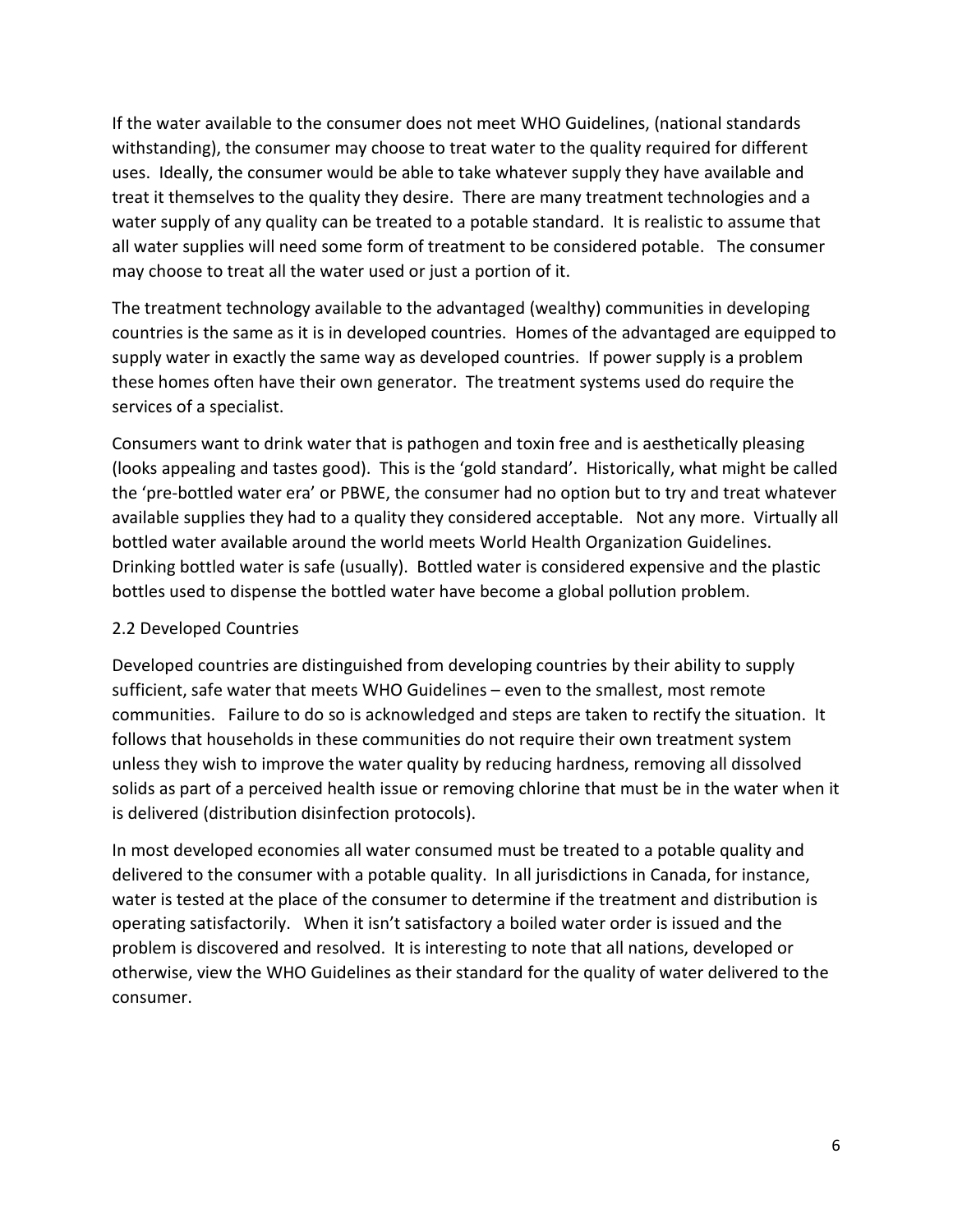If the water available to the consumer does not meet WHO Guidelines, (national standards withstanding), the consumer may choose to treat water to the quality required for different uses. Ideally, the consumer would be able to take whatever supply they have available and treat it themselves to the quality they desire. There are many treatment technologies and a water supply of any quality can be treated to a potable standard. It is realistic to assume that all water supplies will need some form of treatment to be considered potable. The consumer may choose to treat all the water used or just a portion of it.

The treatment technology available to the advantaged (wealthy) communities in developing countries is the same as it is in developed countries. Homes of the advantaged are equipped to supply water in exactly the same way as developed countries. If power supply is a problem these homes often have their own generator. The treatment systems used do require the services of a specialist.

Consumers want to drink water that is pathogen and toxin free and is aesthetically pleasing (looks appealing and tastes good). This is the 'gold standard'. Historically, what might be called the 'pre-bottled water era' or PBWE, the consumer had no option but to try and treat whatever available supplies they had to a quality they considered acceptable. Not any more. Virtually all bottled water available around the world meets World Health Organization Guidelines. Drinking bottled water is safe (usually). Bottled water is considered expensive and the plastic bottles used to dispense the bottled water have become a global pollution problem.

## 2.2 Developed Countries

Developed countries are distinguished from developing countries by their ability to supply sufficient, safe water that meets WHO Guidelines – even to the smallest, most remote communities. Failure to do so is acknowledged and steps are taken to rectify the situation. It follows that households in these communities do not require their own treatment system unless they wish to improve the water quality by reducing hardness, removing all dissolved solids as part of a perceived health issue or removing chlorine that must be in the water when it is delivered (distribution disinfection protocols).

In most developed economies all water consumed must be treated to a potable quality and delivered to the consumer with a potable quality. In all jurisdictions in Canada, for instance, water is tested at the place of the consumer to determine if the treatment and distribution is operating satisfactorily. When it isn't satisfactory a boiled water order is issued and the problem is discovered and resolved. It is interesting to note that all nations, developed or otherwise, view the WHO Guidelines as their standard for the quality of water delivered to the consumer.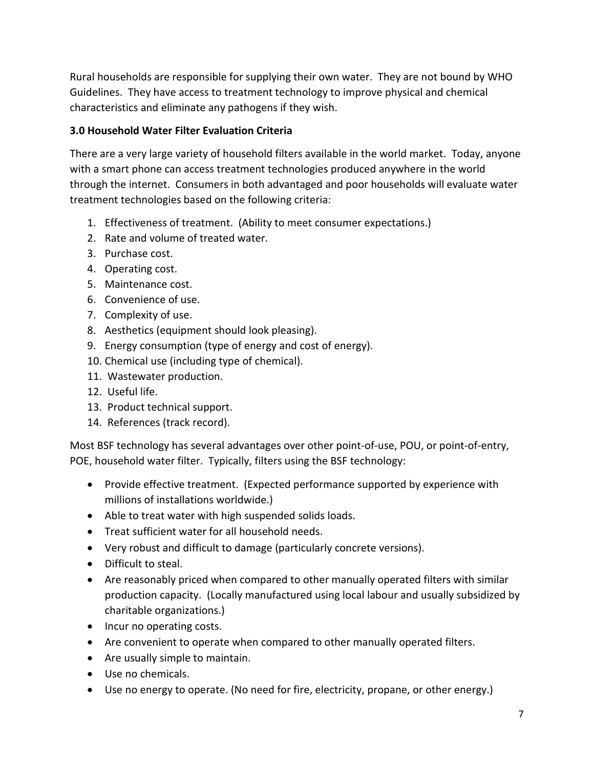Rural households are responsible for supplying their own water. They are not bound by WHO Guidelines. They have access to treatment technology to improve physical and chemical characteristics and eliminate any pathogens if they wish.

**3.0 Household Water Filter Evaluation Criteria**

There are a very large variety of household filters available in the world market. Today, anyone with a smart phone can access treatment technologies produced anywhere in the world through the internet. Consumers in both advantaged and poor households will evaluate water treatment technologies based on the following criteria:

1. Effectiveness of treatment. (Ability to meet consumer expectations.)
2. Rate and volume of treated water.
3. Purchase cost.
4. Operating cost.
5. Maintenance cost.
6. Convenience of use.
7. Complexity of use.
8. Aesthetics (equipment should look pleasing).
9. Energy consumption (type of energy and cost of energy).
10. Chemical use (including type of chemical).
11. Wastewater production.
12. Useful life.
13. Product technical support.
14. References (track record).

Most BSF technology has several advantages over other point-of-use, POU, or point-of-entry, POE, household water filter. Typically, filters using the BSF technology:

- Provide effective treatment. (Expected performance supported by experience with millions of installations worldwide.)
- Able to treat water with high suspended solids loads.
- Treat sufficient water for all household needs.
- Very robust and difficult to damage (particularly concrete versions).
- Difficult to steal.
- Are reasonably priced when compared to other manually operated filters with similar production capacity. (Locally manufactured using local labour and usually subsidized by charitable organizations.)
- Incur no operating costs.
- Are convenient to operate when compared to other manually operated filters.
- Are usually simple to maintain.
- Use no chemicals.
- Use no energy to operate. (No need for fire, electricity, propane, or other energy.)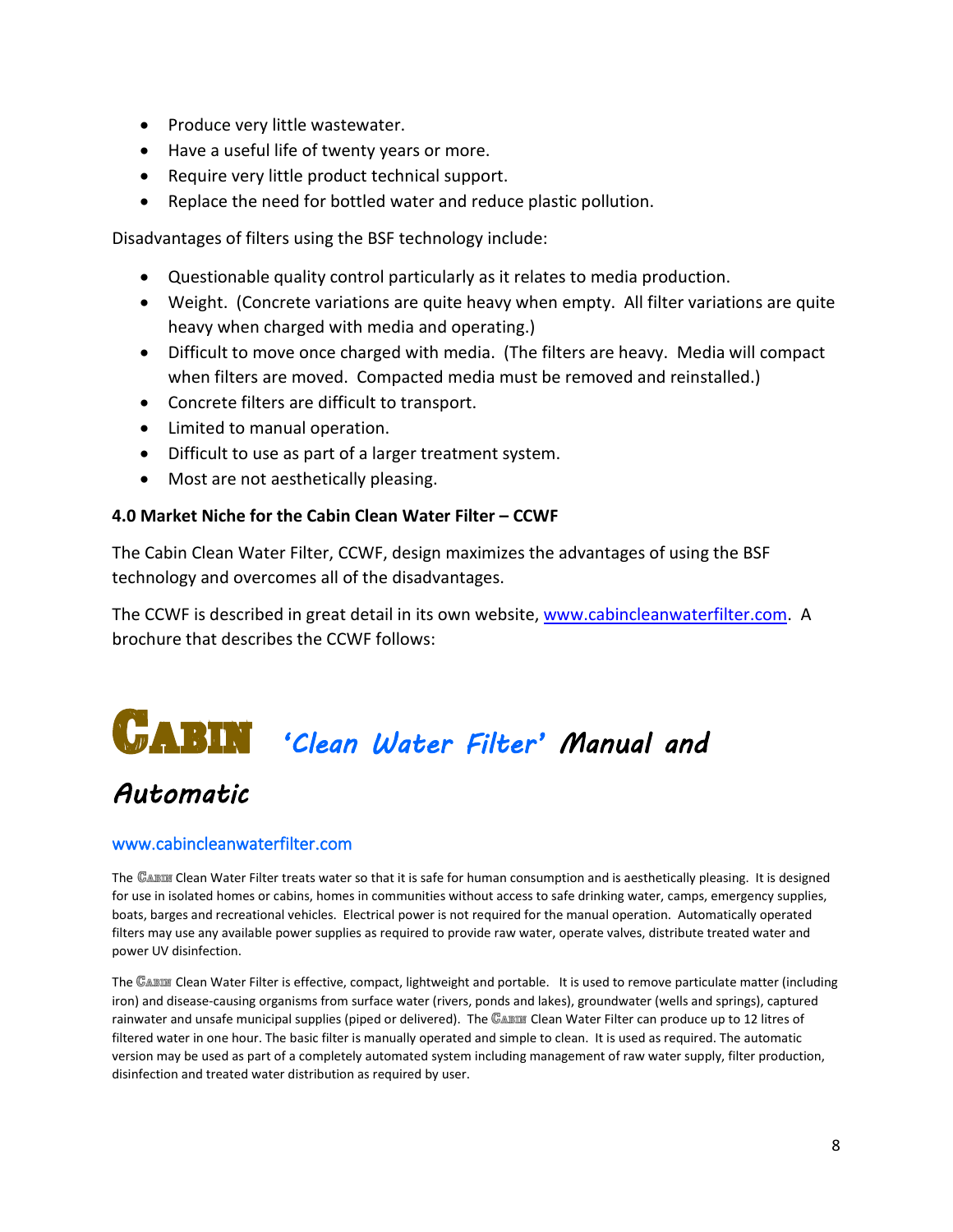- Produce very little wastewater.
- Have a useful life of twenty years or more.
- Require very little product technical support.
- Replace the need for bottled water and reduce plastic pollution.

Disadvantages of filters using the BSF technology include:

- Questionable quality control particularly as it relates to media production.
- Weight. (Concrete variations are quite heavy when empty. All filter variations are quite heavy when charged with media and operating.)
- Difficult to move once charged with media. (The filters are heavy. Media will compact when filters are moved. Compacted media must be removed and reinstalled.)
- Concrete filters are difficult to transport.
- Limited to manual operation.
- Difficult to use as part of a larger treatment system.
- Most are not aesthetically pleasing.

**4.0 Market Niche for the Cabin Clean Water Filter – CCWF**

The Cabin Clean Water Filter, CCWF, design maximizes the advantages of using the BSF technology and overcomes all of the disadvantages.

The CCWF is described in great detail in its own website, www.cabincleanwaterfilter.com. A brochure that describes the CCWF follows:

# CABIN *'Clean Water Filter' Manual and Automatic*

www.cabincleanwaterfilter.com

The CABIN Clean Water Filter treats water so that it is safe for human consumption and is aesthetically pleasing. It is designed for use in isolated homes or cabins, homes in communities without access to safe drinking water, camps, emergency supplies, boats, barges and recreational vehicles. Electrical power is not required for the manual operation. Automatically operated filters may use any available power supplies as required to provide raw water, operate valves, distribute treated water and power UV disinfection.

The CABIN Clean Water Filter is effective, compact, lightweight and portable. It is used to remove particulate matter (including iron) and disease-causing organisms from surface water (rivers, ponds and lakes), groundwater (wells and springs), captured rainwater and unsafe municipal supplies (piped or delivered). The CABIN Clean Water Filter can produce up to 12 litres of filtered water in one hour. The basic filter is manually operated and simple to clean. It is used as required. The automatic version may be used as part of a completely automated system including management of raw water supply, filter production, disinfection and treated water distribution as required by user.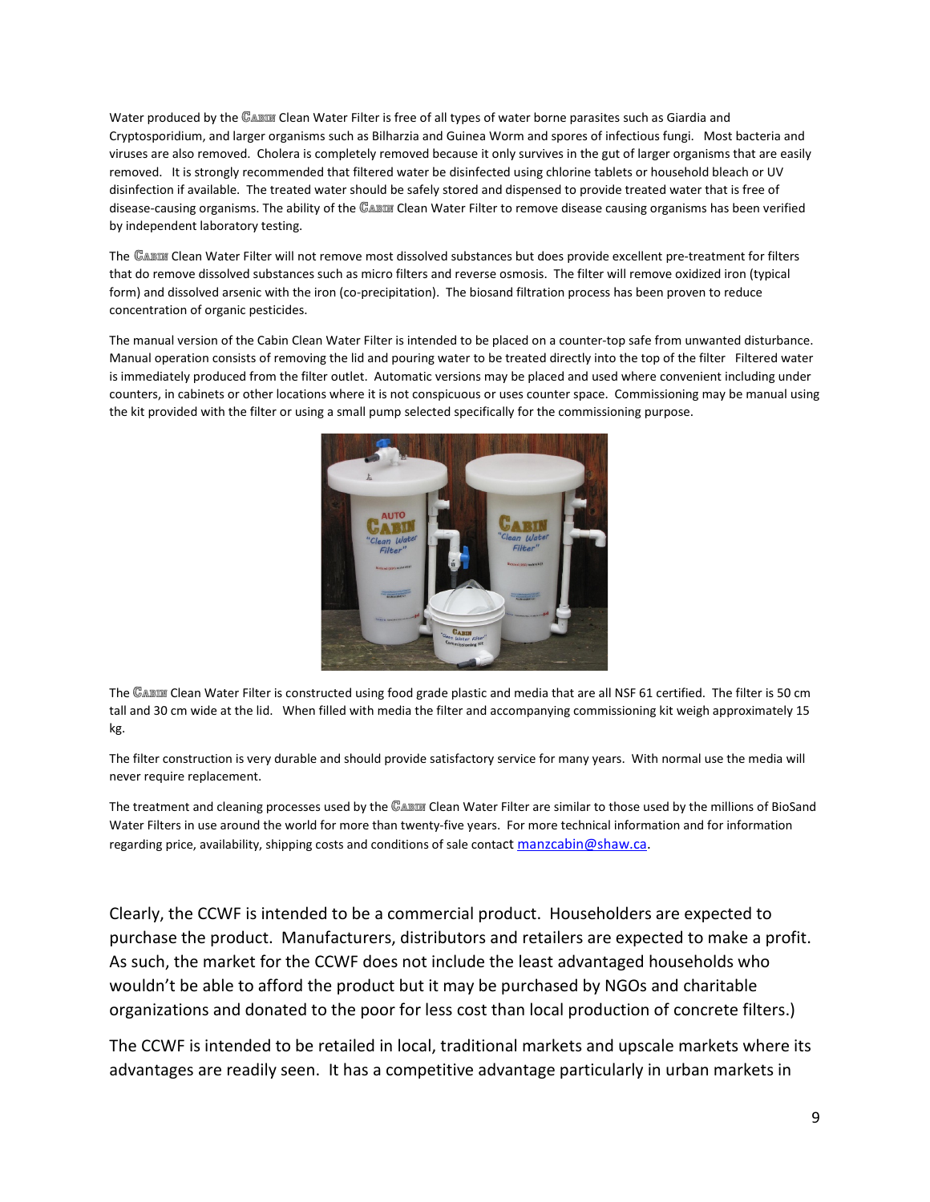Water produced by the CABIN Clean Water Filter is free of all types of water borne parasites such as Giardia and Cryptosporidium, and larger organisms such as Bilharzia and Guinea Worm and spores of infectious fungi. Most bacteria and viruses are also removed. Cholera is completely removed because it only survives in the gut of larger organisms that are easily removed. It is strongly recommended that filtered water be disinfected using chlorine tablets or household bleach or UV disinfection if available. The treated water should be safely stored and dispensed to provide treated water that is free of disease-causing organisms. The ability of the CABIN Clean Water Filter to remove disease causing organisms has been verified by independent laboratory testing.

The CABIN Clean Water Filter will not remove most dissolved substances but does provide excellent pre-treatment for filters that do remove dissolved substances such as micro filters and reverse osmosis. The filter will remove oxidized iron (typical form) and dissolved arsenic with the iron (co-precipitation). The biosand filtration process has been proven to reduce concentration of organic pesticides.

The manual version of the Cabin Clean Water Filter is intended to be placed on a counter-top safe from unwanted disturbance. Manual operation consists of removing the lid and pouring water to be treated directly into the top of the filter Filtered water is immediately produced from the filter outlet. Automatic versions may be placed and used where convenient including under counters, in cabinets or other locations where it is not conspicuous or uses counter space. Commissioning may be manual using the kit provided with the filter or using a small pump selected specifically for the commissioning purpose.

The CABIN Clean Water Filter is constructed using food grade plastic and media that are all NSF 61 certified. The filter is 50 cm tall and 30 cm wide at the lid. When filled with media the filter and accompanying commissioning kit weigh approximately 15 kg.

The filter construction is very durable and should provide satisfactory service for many years. With normal use the media will never require replacement.

The treatment and cleaning processes used by the CABIN Clean Water Filter are similar to those used by the millions of BioSand Water Filters in use around the world for more than twenty-five years. For more technical information and for information regarding price, availability, shipping costs and conditions of sale contact manzcabin@shaw.ca.

Clearly, the CCWF is intended to be a commercial product. Householders are expected to purchase the product. Manufacturers, distributors and retailers are expected to make a profit. As such, the market for the CCWF does not include the least advantaged households who wouldn't be able to afford the product but it may be purchased by NGOs and charitable organizations and donated to the poor for less cost than local production of concrete filters.)

The CCWF is intended to be retailed in local, traditional markets and upscale markets where its advantages are readily seen. It has a competitive advantage particularly in urban markets in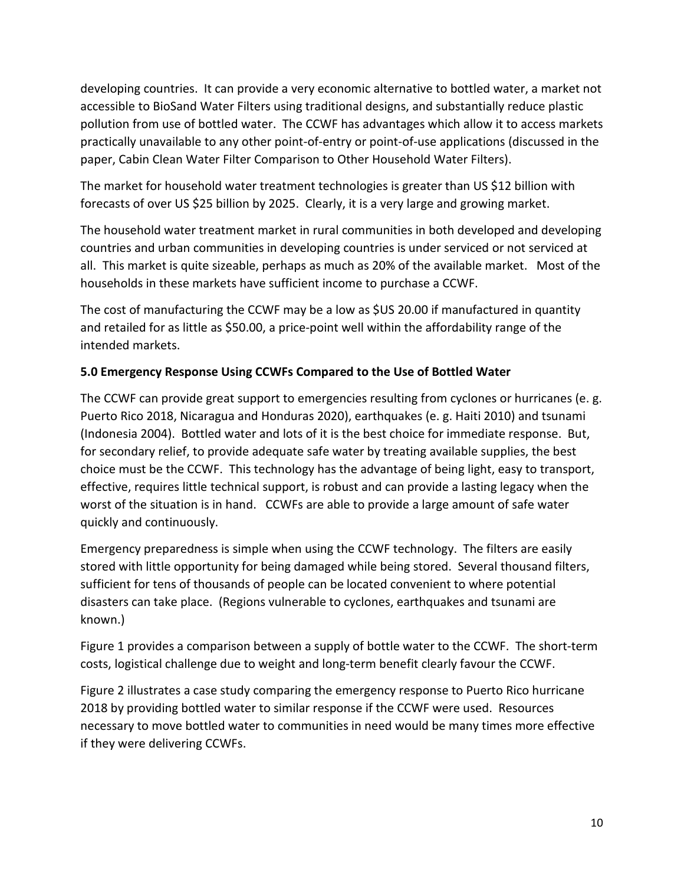developing countries. It can provide a very economic alternative to bottled water, a market not accessible to BioSand Water Filters using traditional designs, and substantially reduce plastic pollution from use of bottled water. The CCWF has advantages which allow it to access markets practically unavailable to any other point-of-entry or point-of-use applications (discussed in the paper, Cabin Clean Water Filter Comparison to Other Household Water Filters).

The market for household water treatment technologies is greater than US $12 billion with forecasts of over US $25 billion by 2025. Clearly, it is a very large and growing market.

The household water treatment market in rural communities in both developed and developing countries and urban communities in developing countries is under serviced or not serviced at all. This market is quite sizeable, perhaps as much as 20% of the available market. Most of the households in these markets have sufficient income to purchase a CCWF.

The cost of manufacturing the CCWF may be a low as $US 20.00 if manufactured in quantity and retailed for as little as $50.00, a price-point well within the affordability range of the intended markets.

**5.0 Emergency Response Using CCWFs Compared to the Use of Bottled Water**

The CCWF can provide great support to emergencies resulting from cyclones or hurricanes (e. g. Puerto Rico 2018, Nicaragua and Honduras 2020), earthquakes (e. g. Haiti 2010) and tsunami (Indonesia 2004). Bottled water and lots of it is the best choice for immediate response. But, for secondary relief, to provide adequate safe water by treating available supplies, the best choice must be the CCWF. This technology has the advantage of being light, easy to transport, effective, requires little technical support, is robust and can provide a lasting legacy when the worst of the situation is in hand. CCWFs are able to provide a large amount of safe water quickly and continuously.

Emergency preparedness is simple when using the CCWF technology. The filters are easily stored with little opportunity for being damaged while being stored. Several thousand filters, sufficient for tens of thousands of people can be located convenient to where potential disasters can take place. (Regions vulnerable to cyclones, earthquakes and tsunami are known.)

Figure 1 provides a comparison between a supply of bottle water to the CCWF. The short-term costs, logistical challenge due to weight and long-term benefit clearly favour the CCWF.

Figure 2 illustrates a case study comparing the emergency response to Puerto Rico hurricane 2018 by providing bottled water to similar response if the CCWF were used. Resources necessary to move bottled water to communities in need would be many times more effective if they were delivering CCWFs.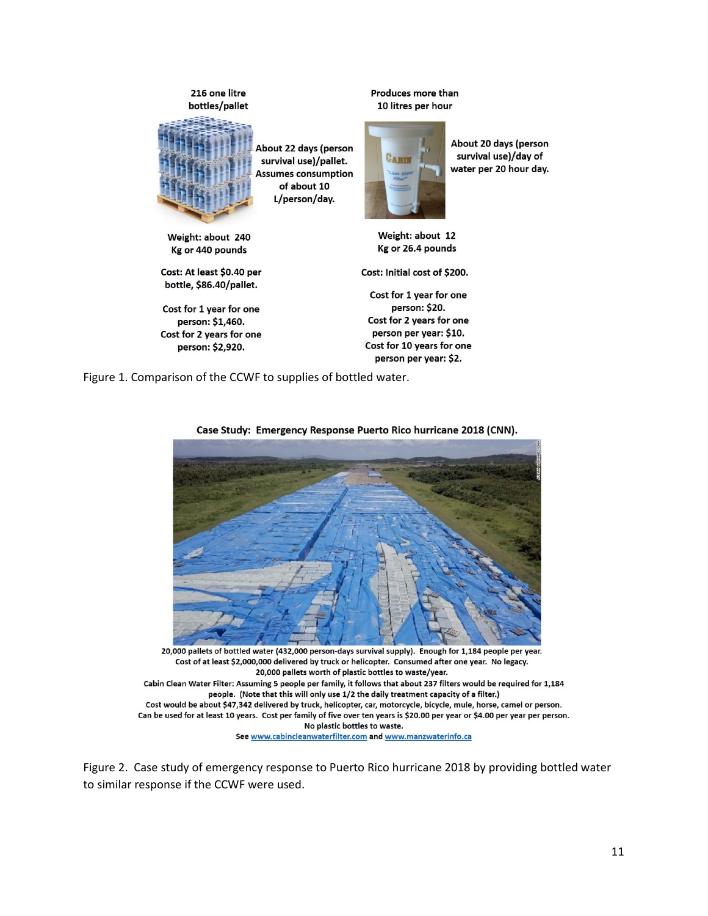216 one litre bottles/pallet

About 22 days (person survival use)/pallet. Assumes consumption of about 10 L/person/day.

Weight: about 240 Kg or 440 pounds

Cost: At least $0.40 per bottle, $86.40/pallet.

Cost for 1 year for one person: $1,460.
Cost for 2 years for one person: $2,920.

Produces more than 10 litres per hour

About 20 days (person survival use)/day of water per 20 hour day.

Weight: about 12 Kg or 26.4 pounds

Cost: Initial cost of $200.

Cost for 1 year for one person: $20.
Cost for 2 years for one person per year: $10.
Cost for 10 years for one person per year: $2.

Figure 1. Comparison of the CCWF to supplies of bottled water.

**Case Study: Emergency Response Puerto Rico hurricane 2018 (CNN).**

20,000 pallets of bottled water (432,000 person-days survival supply). Enough for 1,184 people per year.
Cost of at least $2,000,000 delivered by truck or helicopter. Consumed after one year. No legacy.
20,000 pallets worth of plastic bottles to waste/year.
Cabin Clean Water Filter: Assuming 5 people per family, it follows that about 237 filters would be required for 1,184 people. (Note that this will only use 1/2 the daily treatment capacity of a filter.)
Cost would be about $47,342 delivered by truck, helicopter, car, motorcycle, bicycle, mule, horse, camel or person.
Can be used for at least 10 years. Cost per family of five over ten years is $20.00 per year or $4.00 per year per person.
No plastic bottles to waste.
See www.cabincleanwaterfilter.com and www.manzwaterinfo.ca

Figure 2. Case study of emergency response to Puerto Rico hurricane 2018 by providing bottled water to similar response if the CCWF were used.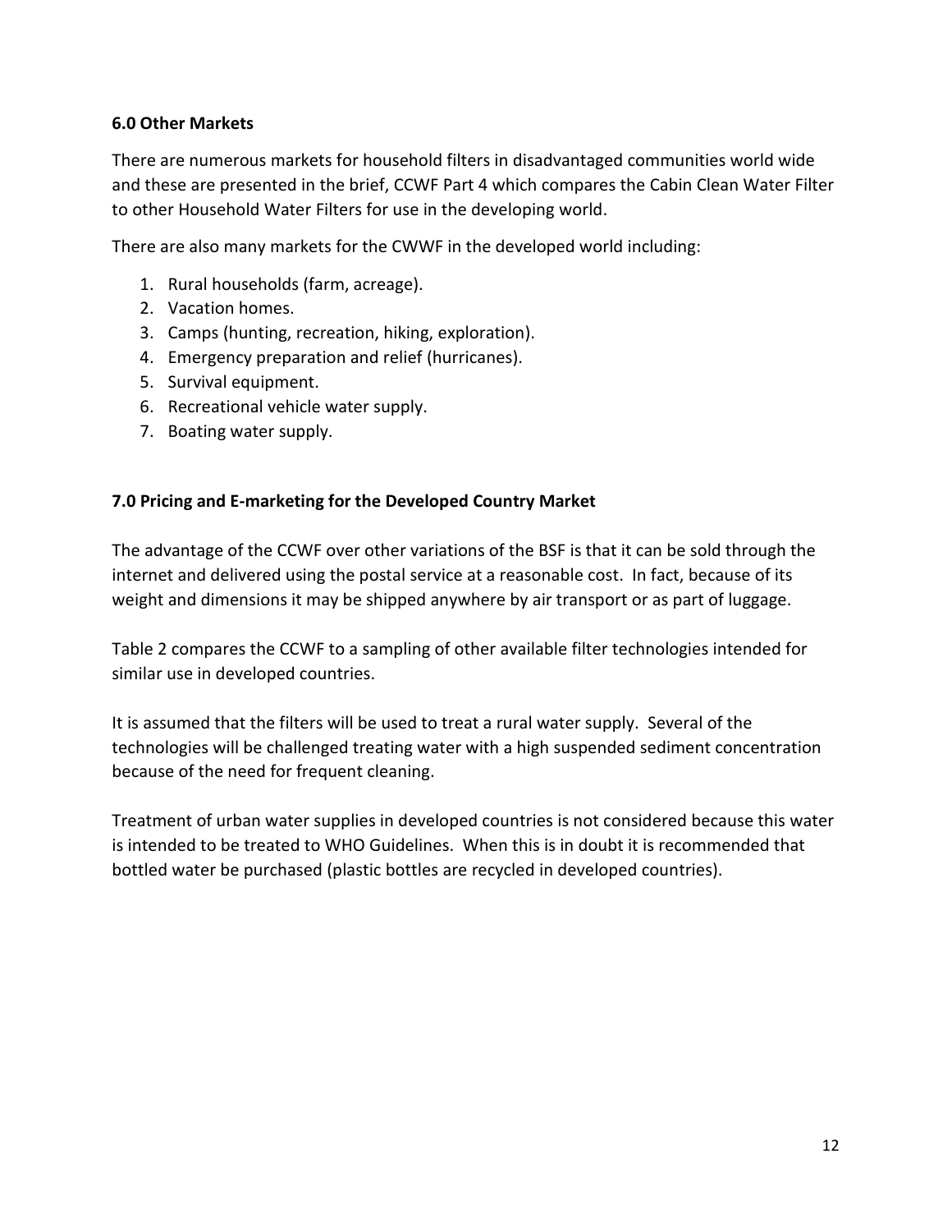### 6.0 Other Markets

There are numerous markets for household filters in disadvantaged communities world wide and these are presented in the brief, CCWF Part 4 which compares the Cabin Clean Water Filter to other Household Water Filters for use in the developing world.

There are also many markets for the CWWF in the developed world including:

1. Rural households (farm, acreage).
2. Vacation homes.
3. Camps (hunting, recreation, hiking, exploration).
4. Emergency preparation and relief (hurricanes).
5. Survival equipment.
6. Recreational vehicle water supply.
7. Boating water supply.

### 7.0 Pricing and E-marketing for the Developed Country Market

The advantage of the CCWF over other variations of the BSF is that it can be sold through the internet and delivered using the postal service at a reasonable cost. In fact, because of its weight and dimensions it may be shipped anywhere by air transport or as part of luggage.

Table 2 compares the CCWF to a sampling of other available filter technologies intended for similar use in developed countries.

It is assumed that the filters will be used to treat a rural water supply. Several of the technologies will be challenged treating water with a high suspended sediment concentration because of the need for frequent cleaning.

Treatment of urban water supplies in developed countries is not considered because this water is intended to be treated to WHO Guidelines. When this is in doubt it is recommended that bottled water be purchased (plastic bottles are recycled in developed countries).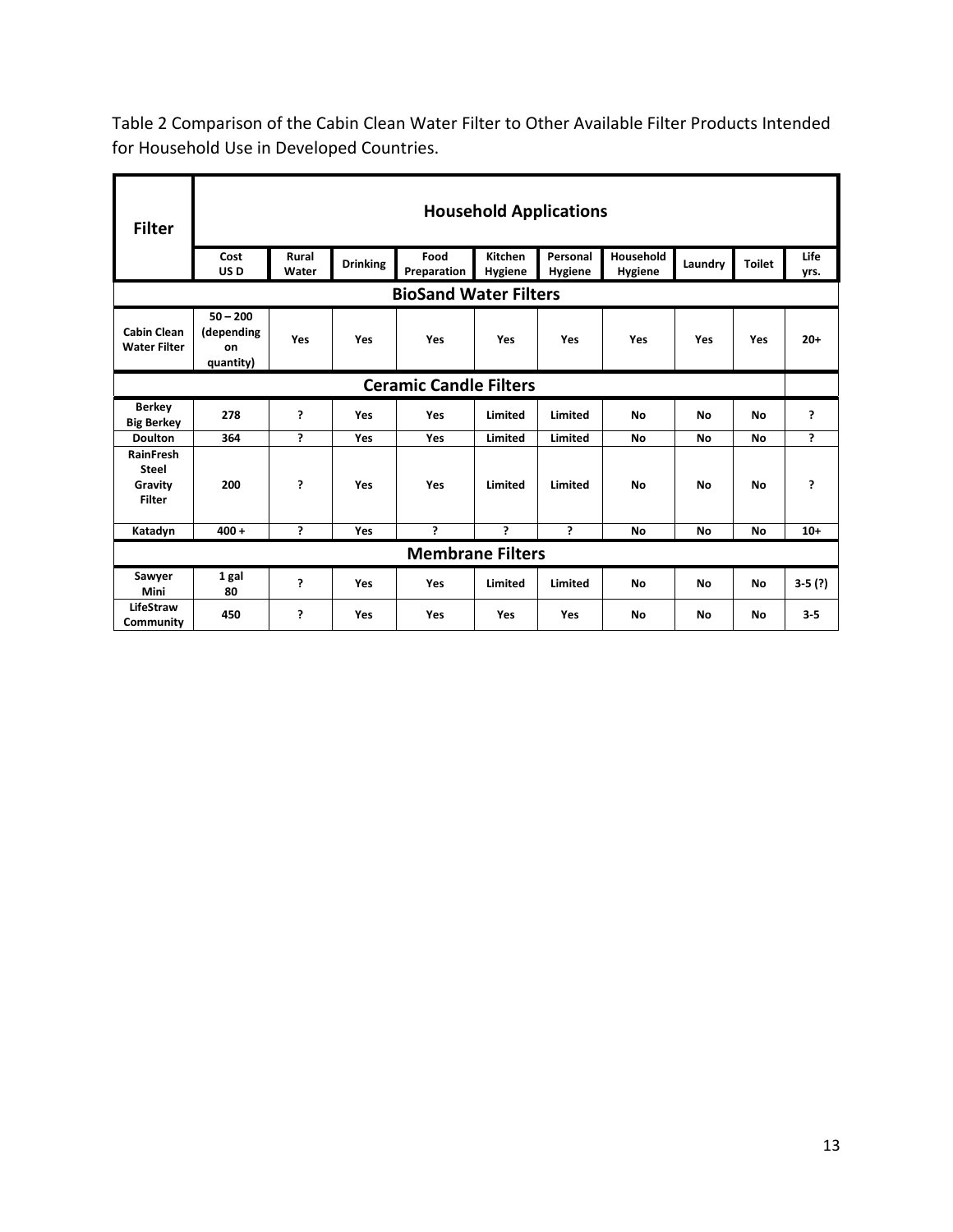Table 2 Comparison of the Cabin Clean Water Filter to Other Available Filter Products Intended for Household Use in Developed Countries.

| Filter | Household Applications | | | | | | | | | |
|---|---|---|---|---|---|---|---|---|---|---|
| | Cost US D | Rural Water | Drinking | Food Preparation | Kitchen Hygiene | Personal Hygiene | Household Hygiene | Laundry | Toilet | Life yrs. |
| **BioSand Water Filters** | | | | | | | | | | |
| Cabin Clean Water Filter | 50 – 200 (depending on quantity) | Yes | Yes | Yes | Yes | Yes | Yes | Yes | Yes | 20+ |
| **Ceramic Candle Filters** | | | | | | | | | | |
| Berkey Big Berkey | 278 | ? | Yes | Yes | Limited | Limited | No | No | No | ? |
| Doulton | 364 | ? | Yes | Yes | Limited | Limited | No | No | No | ? |
| RainFresh Steel Gravity Filter | 200 | ? | Yes | Yes | Limited | Limited | No | No | No | ? |
| Katadyn | 400 + | ? | Yes | ? | ? | ? | No | No | No | 10+ |
| **Membrane Filters** | | | | | | | | | | |
| Sawyer Mini | 1 gal 80 | ? | Yes | Yes | Limited | Limited | No | No | No | 3-5 (?) |
| LifeStraw Community | 450 | ? | Yes | Yes | Yes | Yes | No | No | No | 3-5 |